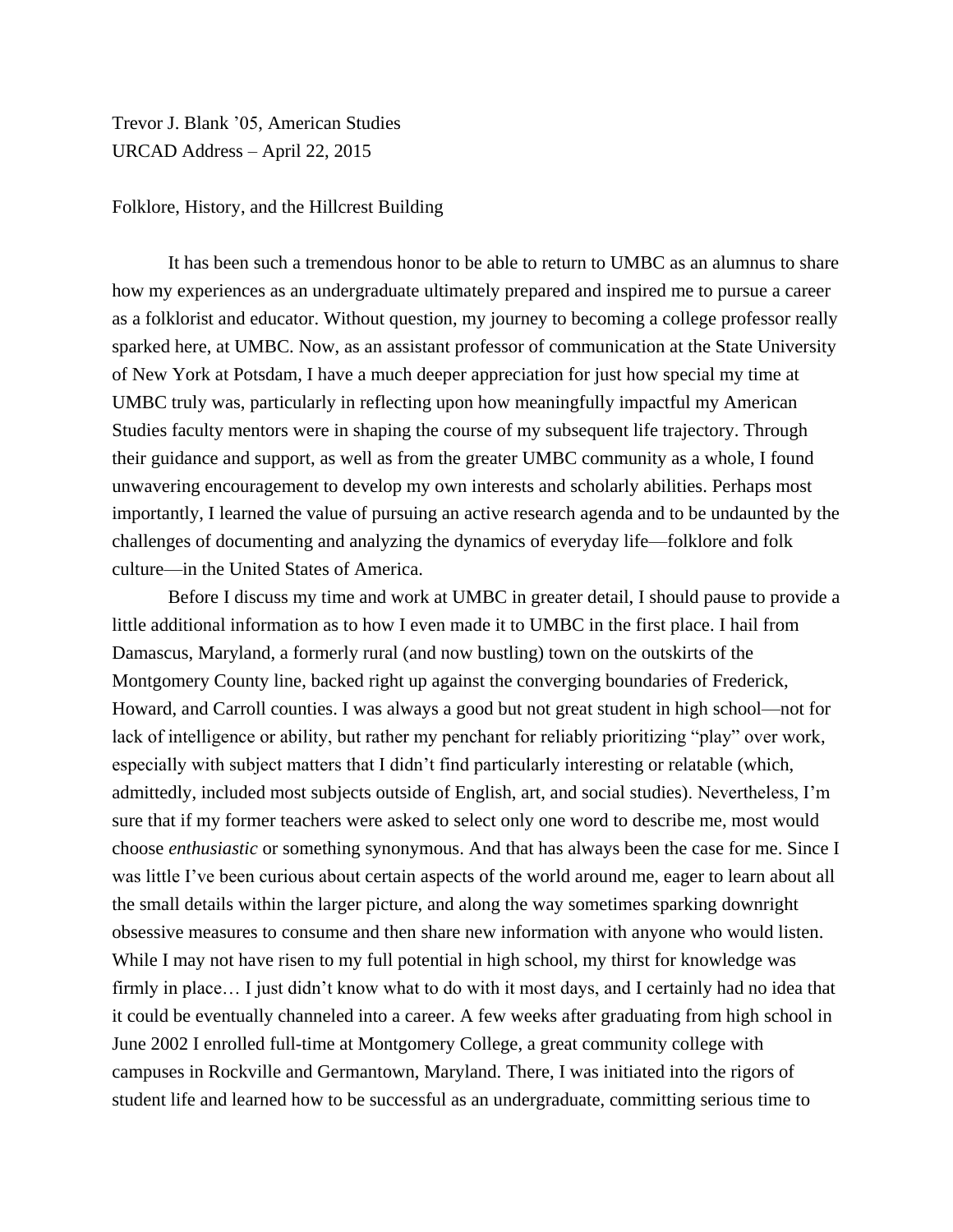Trevor J. Blank ’05, American Studies
URCAD Address – April 22, 2015

Folklore, History, and the Hillcrest Building

It has been such a tremendous honor to be able to return to UMBC as an alumnus to share how my experiences as an undergraduate ultimately prepared and inspired me to pursue a career as a folklorist and educator. Without question, my journey to becoming a college professor really sparked here, at UMBC. Now, as an assistant professor of communication at the State University of New York at Potsdam, I have a much deeper appreciation for just how special my time at UMBC truly was, particularly in reflecting upon how meaningfully impactful my American Studies faculty mentors were in shaping the course of my subsequent life trajectory. Through their guidance and support, as well as from the greater UMBC community as a whole, I found unwavering encouragement to develop my own interests and scholarly abilities. Perhaps most importantly, I learned the value of pursuing an active research agenda and to be undaunted by the challenges of documenting and analyzing the dynamics of everyday life—folklore and folk culture—in the United States of America.

Before I discuss my time and work at UMBC in greater detail, I should pause to provide a little additional information as to how I even made it to UMBC in the first place. I hail from Damascus, Maryland, a formerly rural (and now bustling) town on the outskirts of the Montgomery County line, backed right up against the converging boundaries of Frederick, Howard, and Carroll counties. I was always a good but not great student in high school—not for lack of intelligence or ability, but rather my penchant for reliably prioritizing “play” over work, especially with subject matters that I didn’t find particularly interesting or relatable (which, admittedly, included most subjects outside of English, art, and social studies). Nevertheless, I’m sure that if my former teachers were asked to select only one word to describe me, most would choose *enthusiastic* or something synonymous. And that has always been the case for me. Since I was little I’ve been curious about certain aspects of the world around me, eager to learn about all the small details within the larger picture, and along the way sometimes sparking downright obsessive measures to consume and then share new information with anyone who would listen. While I may not have risen to my full potential in high school, my thirst for knowledge was firmly in place… I just didn’t know what to do with it most days, and I certainly had no idea that it could be eventually channeled into a career. A few weeks after graduating from high school in June 2002 I enrolled full-time at Montgomery College, a great community college with campuses in Rockville and Germantown, Maryland. There, I was initiated into the rigors of student life and learned how to be successful as an undergraduate, committing serious time to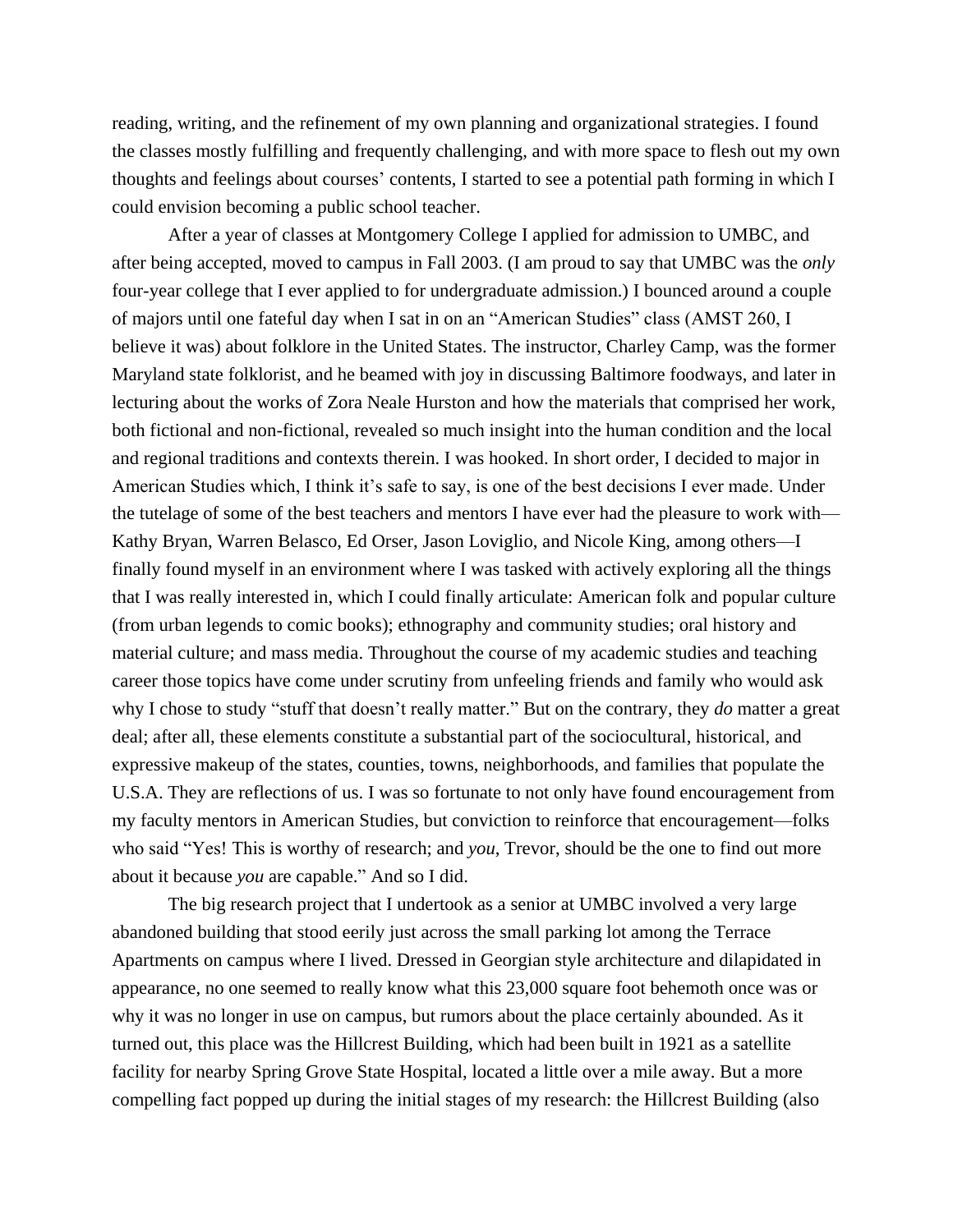reading, writing, and the refinement of my own planning and organizational strategies. I found the classes mostly fulfilling and frequently challenging, and with more space to flesh out my own thoughts and feelings about courses' contents, I started to see a potential path forming in which I could envision becoming a public school teacher.

After a year of classes at Montgomery College I applied for admission to UMBC, and after being accepted, moved to campus in Fall 2003. (I am proud to say that UMBC was the *only* four-year college that I ever applied to for undergraduate admission.) I bounced around a couple of majors until one fateful day when I sat in on an "American Studies" class (AMST 260, I believe it was) about folklore in the United States. The instructor, Charley Camp, was the former Maryland state folklorist, and he beamed with joy in discussing Baltimore foodways, and later in lecturing about the works of Zora Neale Hurston and how the materials that comprised her work, both fictional and non-fictional, revealed so much insight into the human condition and the local and regional traditions and contexts therein. I was hooked. In short order, I decided to major in American Studies which, I think it's safe to say, is one of the best decisions I ever made. Under the tutelage of some of the best teachers and mentors I have ever had the pleasure to work with—Kathy Bryan, Warren Belasco, Ed Orser, Jason Loviglio, and Nicole King, among others—I finally found myself in an environment where I was tasked with actively exploring all the things that I was really interested in, which I could finally articulate: American folk and popular culture (from urban legends to comic books); ethnography and community studies; oral history and material culture; and mass media. Throughout the course of my academic studies and teaching career those topics have come under scrutiny from unfeeling friends and family who would ask why I chose to study "stuff that doesn't really matter." But on the contrary, they *do* matter a great deal; after all, these elements constitute a substantial part of the sociocultural, historical, and expressive makeup of the states, counties, towns, neighborhoods, and families that populate the U.S.A. They are reflections of us. I was so fortunate to not only have found encouragement from my faculty mentors in American Studies, but conviction to reinforce that encouragement—folks who said "Yes! This is worthy of research; and *you*, Trevor, should be the one to find out more about it because *you* are capable." And so I did.

The big research project that I undertook as a senior at UMBC involved a very large abandoned building that stood eerily just across the small parking lot among the Terrace Apartments on campus where I lived. Dressed in Georgian style architecture and dilapidated in appearance, no one seemed to really know what this 23,000 square foot behemoth once was or why it was no longer in use on campus, but rumors about the place certainly abounded. As it turned out, this place was the Hillcrest Building, which had been built in 1921 as a satellite facility for nearby Spring Grove State Hospital, located a little over a mile away. But a more compelling fact popped up during the initial stages of my research: the Hillcrest Building (also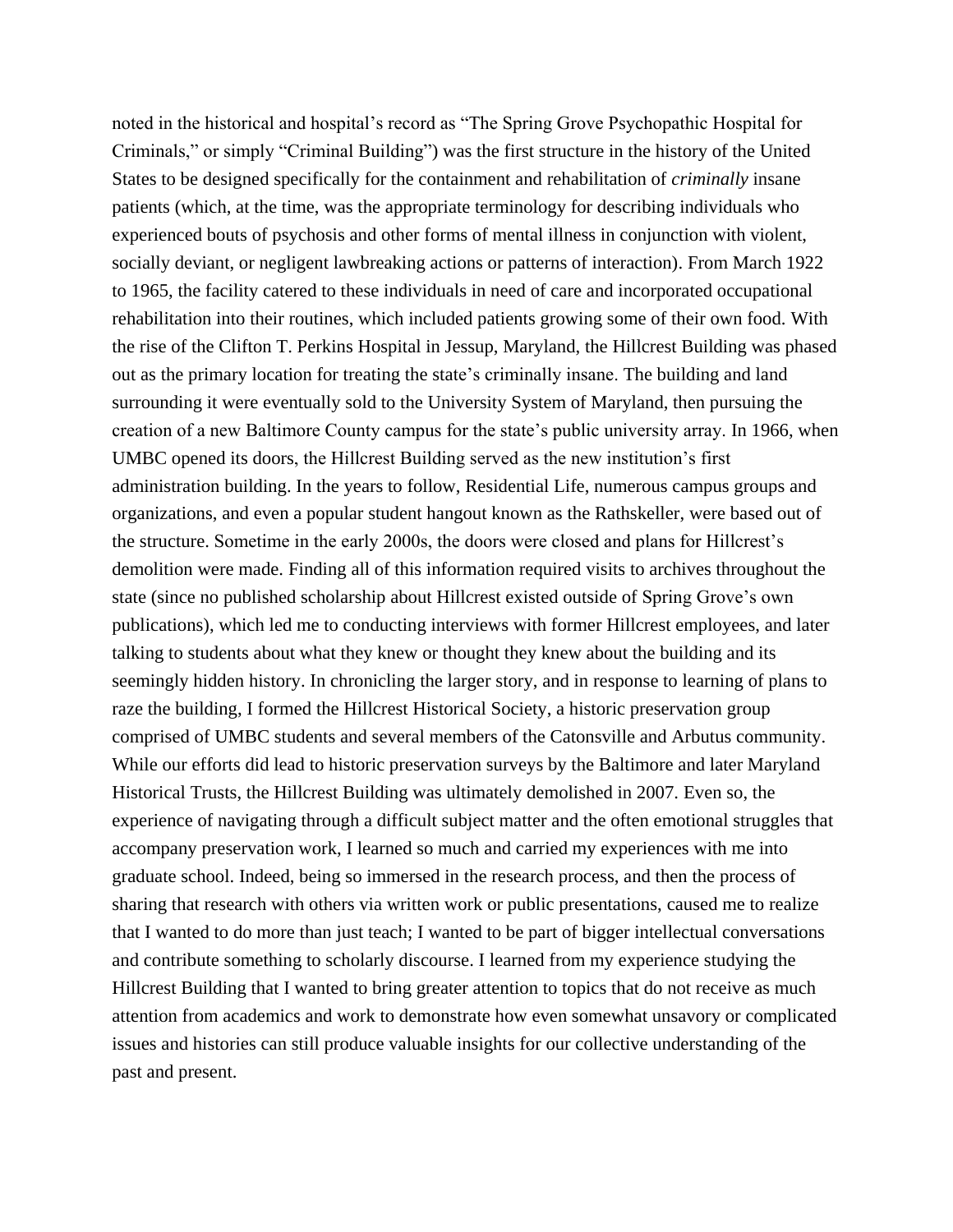noted in the historical and hospital's record as "The Spring Grove Psychopathic Hospital for Criminals," or simply "Criminal Building") was the first structure in the history of the United States to be designed specifically for the containment and rehabilitation of *criminally* insane patients (which, at the time, was the appropriate terminology for describing individuals who experienced bouts of psychosis and other forms of mental illness in conjunction with violent, socially deviant, or negligent lawbreaking actions or patterns of interaction). From March 1922 to 1965, the facility catered to these individuals in need of care and incorporated occupational rehabilitation into their routines, which included patients growing some of their own food. With the rise of the Clifton T. Perkins Hospital in Jessup, Maryland, the Hillcrest Building was phased out as the primary location for treating the state's criminally insane. The building and land surrounding it were eventually sold to the University System of Maryland, then pursuing the creation of a new Baltimore County campus for the state's public university array. In 1966, when UMBC opened its doors, the Hillcrest Building served as the new institution's first administration building. In the years to follow, Residential Life, numerous campus groups and organizations, and even a popular student hangout known as the Rathskeller, were based out of the structure. Sometime in the early 2000s, the doors were closed and plans for Hillcrest's demolition were made. Finding all of this information required visits to archives throughout the state (since no published scholarship about Hillcrest existed outside of Spring Grove's own publications), which led me to conducting interviews with former Hillcrest employees, and later talking to students about what they knew or thought they knew about the building and its seemingly hidden history. In chronicling the larger story, and in response to learning of plans to raze the building, I formed the Hillcrest Historical Society, a historic preservation group comprised of UMBC students and several members of the Catonsville and Arbutus community. While our efforts did lead to historic preservation surveys by the Baltimore and later Maryland Historical Trusts, the Hillcrest Building was ultimately demolished in 2007. Even so, the experience of navigating through a difficult subject matter and the often emotional struggles that accompany preservation work, I learned so much and carried my experiences with me into graduate school. Indeed, being so immersed in the research process, and then the process of sharing that research with others via written work or public presentations, caused me to realize that I wanted to do more than just teach; I wanted to be part of bigger intellectual conversations and contribute something to scholarly discourse. I learned from my experience studying the Hillcrest Building that I wanted to bring greater attention to topics that do not receive as much attention from academics and work to demonstrate how even somewhat unsavory or complicated issues and histories can still produce valuable insights for our collective understanding of the past and present.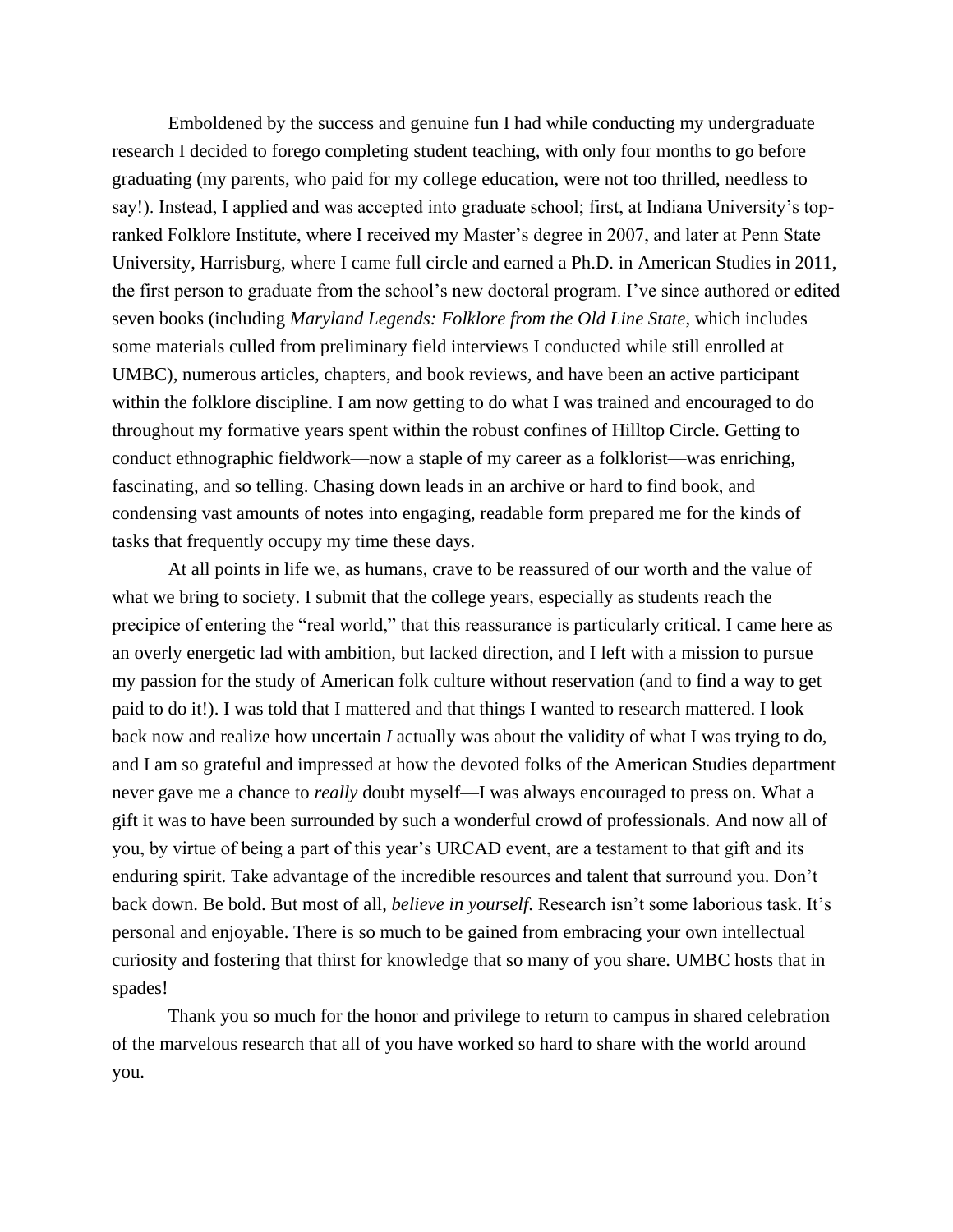Emboldened by the success and genuine fun I had while conducting my undergraduate research I decided to forego completing student teaching, with only four months to go before graduating (my parents, who paid for my college education, were not too thrilled, needless to say!). Instead, I applied and was accepted into graduate school; first, at Indiana University's top-ranked Folklore Institute, where I received my Master's degree in 2007, and later at Penn State University, Harrisburg, where I came full circle and earned a Ph.D. in American Studies in 2011, the first person to graduate from the school's new doctoral program. I've since authored or edited seven books (including *Maryland Legends: Folklore from the Old Line State*, which includes some materials culled from preliminary field interviews I conducted while still enrolled at UMBC), numerous articles, chapters, and book reviews, and have been an active participant within the folklore discipline. I am now getting to do what I was trained and encouraged to do throughout my formative years spent within the robust confines of Hilltop Circle. Getting to conduct ethnographic fieldwork—now a staple of my career as a folklorist—was enriching, fascinating, and so telling. Chasing down leads in an archive or hard to find book, and condensing vast amounts of notes into engaging, readable form prepared me for the kinds of tasks that frequently occupy my time these days.

At all points in life we, as humans, crave to be reassured of our worth and the value of what we bring to society. I submit that the college years, especially as students reach the precipice of entering the "real world," that this reassurance is particularly critical. I came here as an overly energetic lad with ambition, but lacked direction, and I left with a mission to pursue my passion for the study of American folk culture without reservation (and to find a way to get paid to do it!). I was told that I mattered and that things I wanted to research mattered. I look back now and realize how uncertain *I* actually was about the validity of what I was trying to do, and I am so grateful and impressed at how the devoted folks of the American Studies department never gave me a chance to *really* doubt myself—I was always encouraged to press on. What a gift it was to have been surrounded by such a wonderful crowd of professionals. And now all of you, by virtue of being a part of this year's URCAD event, are a testament to that gift and its enduring spirit. Take advantage of the incredible resources and talent that surround you. Don't back down. Be bold. But most of all, *believe in yourself*. Research isn't some laborious task. It's personal and enjoyable. There is so much to be gained from embracing your own intellectual curiosity and fostering that thirst for knowledge that so many of you share. UMBC hosts that in spades!

Thank you so much for the honor and privilege to return to campus in shared celebration of the marvelous research that all of you have worked so hard to share with the world around you.